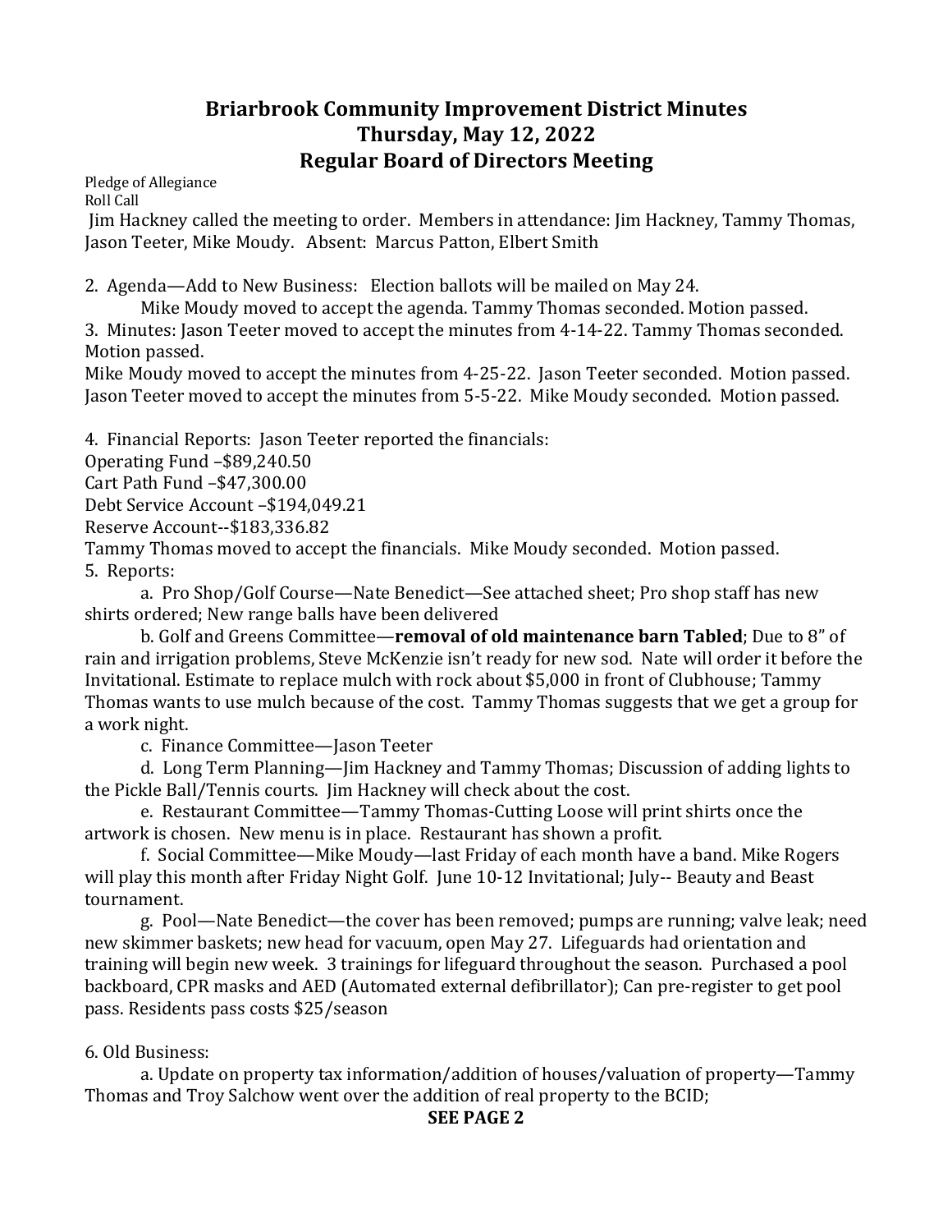# Briarbrook Community Improvement District Minutes
# Thursday, May 12, 2022
# Regular Board of Directors Meeting

Pledge of Allegiance
Roll Call
Jim Hackney called the meeting to order. Members in attendance: Jim Hackney, Tammy Thomas, Jason Teeter, Mike Moudy. Absent: Marcus Patton, Elbert Smith

2. Agenda—Add to New Business: Election ballots will be mailed on May 24.
Mike Moudy moved to accept the agenda. Tammy Thomas seconded. Motion passed.
3. Minutes: Jason Teeter moved to accept the minutes from 4-14-22. Tammy Thomas seconded. Motion passed.
Mike Moudy moved to accept the minutes from 4-25-22. Jason Teeter seconded. Motion passed.
Jason Teeter moved to accept the minutes from 5-5-22. Mike Moudy seconded. Motion passed.

4. Financial Reports: Jason Teeter reported the financials:
Operating Fund –$89,240.50
Cart Path Fund –$47,300.00
Debt Service Account –$194,049.21
Reserve Account--$183,336.82
Tammy Thomas moved to accept the financials. Mike Moudy seconded. Motion passed.
5. Reports:
a. Pro Shop/Golf Course—Nate Benedict—See attached sheet; Pro shop staff has new shirts ordered; New range balls have been delivered
b. Golf and Greens Committee—**removal of old maintenance barn Tabled**; Due to 8” of rain and irrigation problems, Steve McKenzie isn’t ready for new sod. Nate will order it before the Invitational. Estimate to replace mulch with rock about $5,000 in front of Clubhouse; Tammy Thomas wants to use mulch because of the cost. Tammy Thomas suggests that we get a group for a work night.
c. Finance Committee—Jason Teeter
d. Long Term Planning—Jim Hackney and Tammy Thomas; Discussion of adding lights to the Pickle Ball/Tennis courts. Jim Hackney will check about the cost.
e. Restaurant Committee—Tammy Thomas-Cutting Loose will print shirts once the artwork is chosen. New menu is in place. Restaurant has shown a profit.
f. Social Committee—Mike Moudy—last Friday of each month have a band. Mike Rogers will play this month after Friday Night Golf. June 10-12 Invitational; July-- Beauty and Beast tournament.
g. Pool—Nate Benedict—the cover has been removed; pumps are running; valve leak; need new skimmer baskets; new head for vacuum, open May 27. Lifeguards had orientation and training will begin new week. 3 trainings for lifeguard throughout the season. Purchased a pool backboard, CPR masks and AED (Automated external defibrillator); Can pre-register to get pool pass. Residents pass costs $25/season

6. Old Business:
a. Update on property tax information/addition of houses/valuation of property—Tammy Thomas and Troy Salchow went over the addition of real property to the BCID;

**SEE PAGE 2**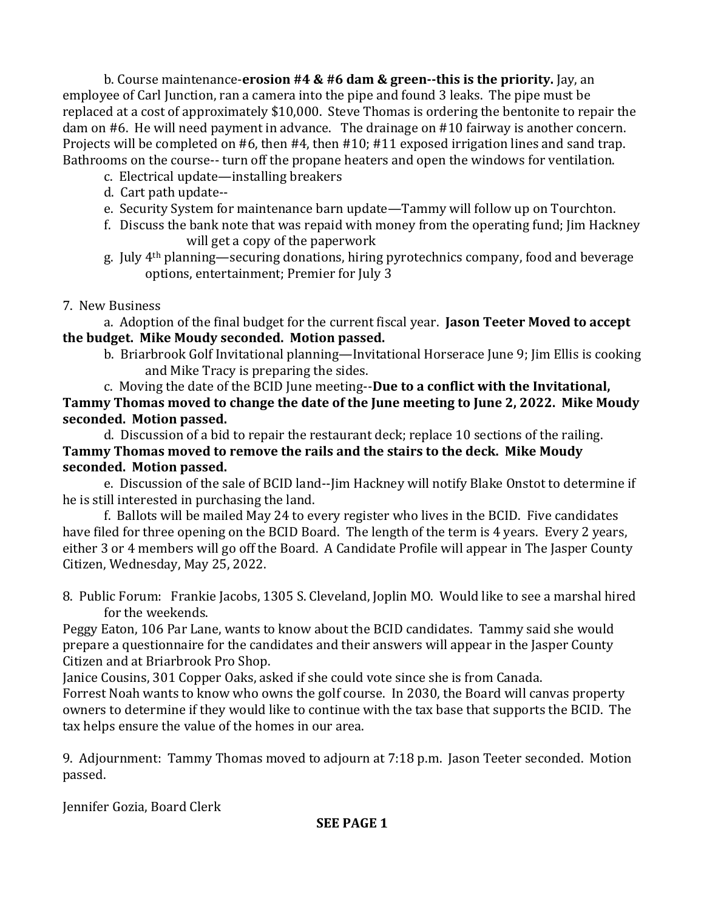b. Course maintenance-**erosion #4 & #6 dam & green--this is the priority.** Jay, an employee of Carl Junction, ran a camera into the pipe and found 3 leaks. The pipe must be replaced at a cost of approximately $10,000. Steve Thomas is ordering the bentonite to repair the dam on #6. He will need payment in advance. The drainage on #10 fairway is another concern. Projects will be completed on #6, then #4, then #10; #11 exposed irrigation lines and sand trap. Bathrooms on the course-- turn off the propane heaters and open the windows for ventilation.

c. Electrical update—installing breakers

d. Cart path update--

e. Security System for maintenance barn update—Tammy will follow up on Tourchton.

f. Discuss the bank note that was repaid with money from the operating fund; Jim Hackney will get a copy of the paperwork

g. July 4th planning—securing donations, hiring pyrotechnics company, food and beverage options, entertainment; Premier for July 3

7. New Business

a. Adoption of the final budget for the current fiscal year. **Jason Teeter Moved to accept the budget. Mike Moudy seconded. Motion passed.**

b. Briarbrook Golf Invitational planning—Invitational Horserace June 9; Jim Ellis is cooking and Mike Tracy is preparing the sides.

c. Moving the date of the BCID June meeting--**Due to a conflict with the Invitational, Tammy Thomas moved to change the date of the June meeting to June 2, 2022. Mike Moudy seconded. Motion passed.**

d. Discussion of a bid to repair the restaurant deck; replace 10 sections of the railing. **Tammy Thomas moved to remove the rails and the stairs to the deck. Mike Moudy seconded. Motion passed.**

e. Discussion of the sale of BCID land--Jim Hackney will notify Blake Onstot to determine if he is still interested in purchasing the land.

f. Ballots will be mailed May 24 to every register who lives in the BCID. Five candidates have filed for three opening on the BCID Board. The length of the term is 4 years. Every 2 years, either 3 or 4 members will go off the Board. A Candidate Profile will appear in The Jasper County Citizen, Wednesday, May 25, 2022.

8. Public Forum: Frankie Jacobs, 1305 S. Cleveland, Joplin MO. Would like to see a marshal hired for the weekends.

Peggy Eaton, 106 Par Lane, wants to know about the BCID candidates. Tammy said she would prepare a questionnaire for the candidates and their answers will appear in the Jasper County Citizen and at Briarbrook Pro Shop.

Janice Cousins, 301 Copper Oaks, asked if she could vote since she is from Canada.

Forrest Noah wants to know who owns the golf course. In 2030, the Board will canvas property owners to determine if they would like to continue with the tax base that supports the BCID. The tax helps ensure the value of the homes in our area.

9. Adjournment: Tammy Thomas moved to adjourn at 7:18 p.m. Jason Teeter seconded. Motion passed.

Jennifer Gozia, Board Clerk

**SEE PAGE 1**